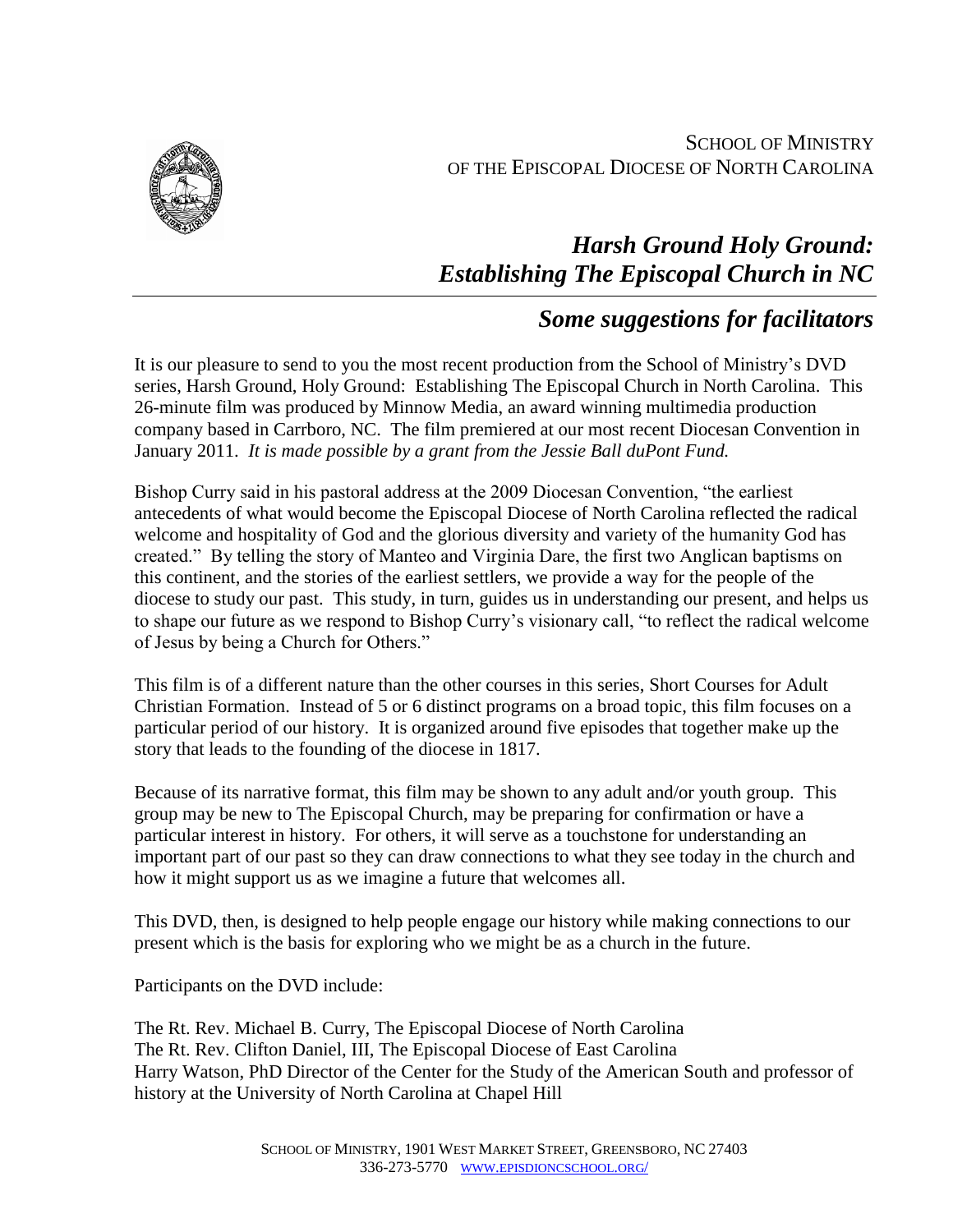SCHOOL OF MINISTRY
OF THE EPISCOPAL DIOCESE OF NORTH CAROLINA

# *Harsh Ground Holy Ground: Establishing The Episcopal Church in NC*

## *Some suggestions for facilitators*

It is our pleasure to send to you the most recent production from the School of Ministry's DVD series, Harsh Ground, Holy Ground: Establishing The Episcopal Church in North Carolina. This 26-minute film was produced by Minnow Media, an award winning multimedia production company based in Carrboro, NC. The film premiered at our most recent Diocesan Convention in January 2011. *It is made possible by a grant from the Jessie Ball duPont Fund.*

Bishop Curry said in his pastoral address at the 2009 Diocesan Convention, "the earliest antecedents of what would become the Episcopal Diocese of North Carolina reflected the radical welcome and hospitality of God and the glorious diversity and variety of the humanity God has created." By telling the story of Manteo and Virginia Dare, the first two Anglican baptisms on this continent, and the stories of the earliest settlers, we provide a way for the people of the diocese to study our past. This study, in turn, guides us in understanding our present, and helps us to shape our future as we respond to Bishop Curry's visionary call, "to reflect the radical welcome of Jesus by being a Church for Others."

This film is of a different nature than the other courses in this series, Short Courses for Adult Christian Formation. Instead of 5 or 6 distinct programs on a broad topic, this film focuses on a particular period of our history. It is organized around five episodes that together make up the story that leads to the founding of the diocese in 1817.

Because of its narrative format, this film may be shown to any adult and/or youth group. This group may be new to The Episcopal Church, may be preparing for confirmation or have a particular interest in history. For others, it will serve as a touchstone for understanding an important part of our past so they can draw connections to what they see today in the church and how it might support us as we imagine a future that welcomes all.

This DVD, then, is designed to help people engage our history while making connections to our present which is the basis for exploring who we might be as a church in the future.

Participants on the DVD include:

The Rt. Rev. Michael B. Curry, The Episcopal Diocese of North Carolina
The Rt. Rev. Clifton Daniel, III, The Episcopal Diocese of East Carolina
Harry Watson, PhD Director of the Center for the Study of the American South and professor of history at the University of North Carolina at Chapel Hill

SCHOOL OF MINISTRY, 1901 WEST MARKET STREET, GREENSBORO, NC 27403
336-273-5770 WWW.EPISDIONCSCHOOL.ORG/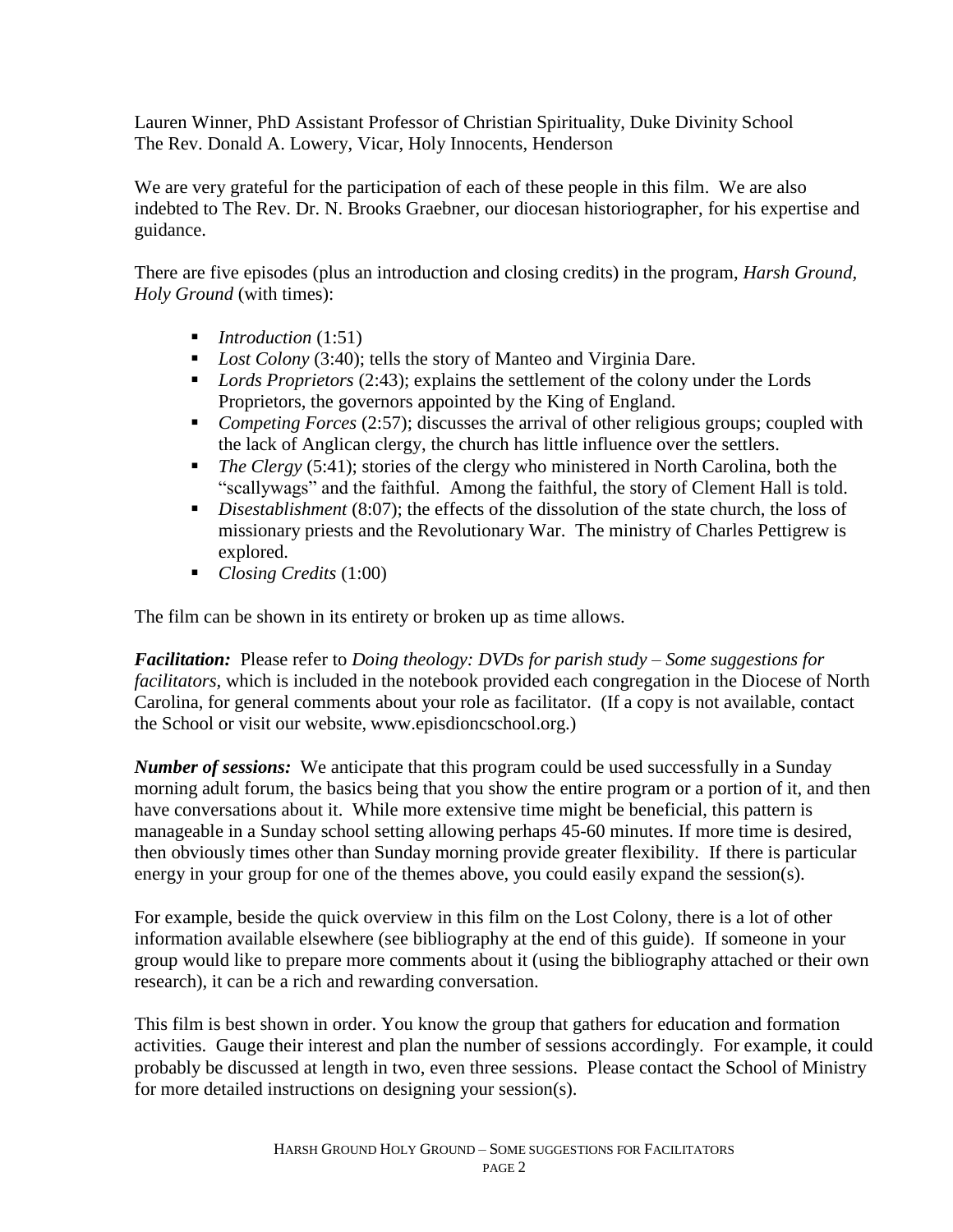Lauren Winner, PhD Assistant Professor of Christian Spirituality, Duke Divinity School
The Rev. Donald A. Lowery, Vicar, Holy Innocents, Henderson

We are very grateful for the participation of each of these people in this film. We are also indebted to The Rev. Dr. N. Brooks Graebner, our diocesan historiographer, for his expertise and guidance.

There are five episodes (plus an introduction and closing credits) in the program, *Harsh Ground, Holy Ground* (with times):

- *Introduction* (1:51)
- *Lost Colony* (3:40); tells the story of Manteo and Virginia Dare.
- *Lords Proprietors* (2:43); explains the settlement of the colony under the Lords Proprietors, the governors appointed by the King of England.
- *Competing Forces* (2:57); discusses the arrival of other religious groups; coupled with the lack of Anglican clergy, the church has little influence over the settlers.
- *The Clergy* (5:41); stories of the clergy who ministered in North Carolina, both the "scallywags" and the faithful. Among the faithful, the story of Clement Hall is told.
- *Disestablishment* (8:07); the effects of the dissolution of the state church, the loss of missionary priests and the Revolutionary War. The ministry of Charles Pettigrew is explored.
- *Closing Credits* (1:00)

The film can be shown in its entirety or broken up as time allows.

***Facilitation:*** Please refer to *Doing theology: DVDs for parish study – Some suggestions for facilitators,* which is included in the notebook provided each congregation in the Diocese of North Carolina, for general comments about your role as facilitator. (If a copy is not available, contact the School or visit our website, www.episdioncschool.org.)

***Number of sessions:*** We anticipate that this program could be used successfully in a Sunday morning adult forum, the basics being that you show the entire program or a portion of it, and then have conversations about it. While more extensive time might be beneficial, this pattern is manageable in a Sunday school setting allowing perhaps 45-60 minutes. If more time is desired, then obviously times other than Sunday morning provide greater flexibility. If there is particular energy in your group for one of the themes above, you could easily expand the session(s).

For example, beside the quick overview in this film on the Lost Colony, there is a lot of other information available elsewhere (see bibliography at the end of this guide). If someone in your group would like to prepare more comments about it (using the bibliography attached or their own research), it can be a rich and rewarding conversation.

This film is best shown in order. You know the group that gathers for education and formation activities. Gauge their interest and plan the number of sessions accordingly. For example, it could probably be discussed at length in two, even three sessions. Please contact the School of Ministry for more detailed instructions on designing your session(s).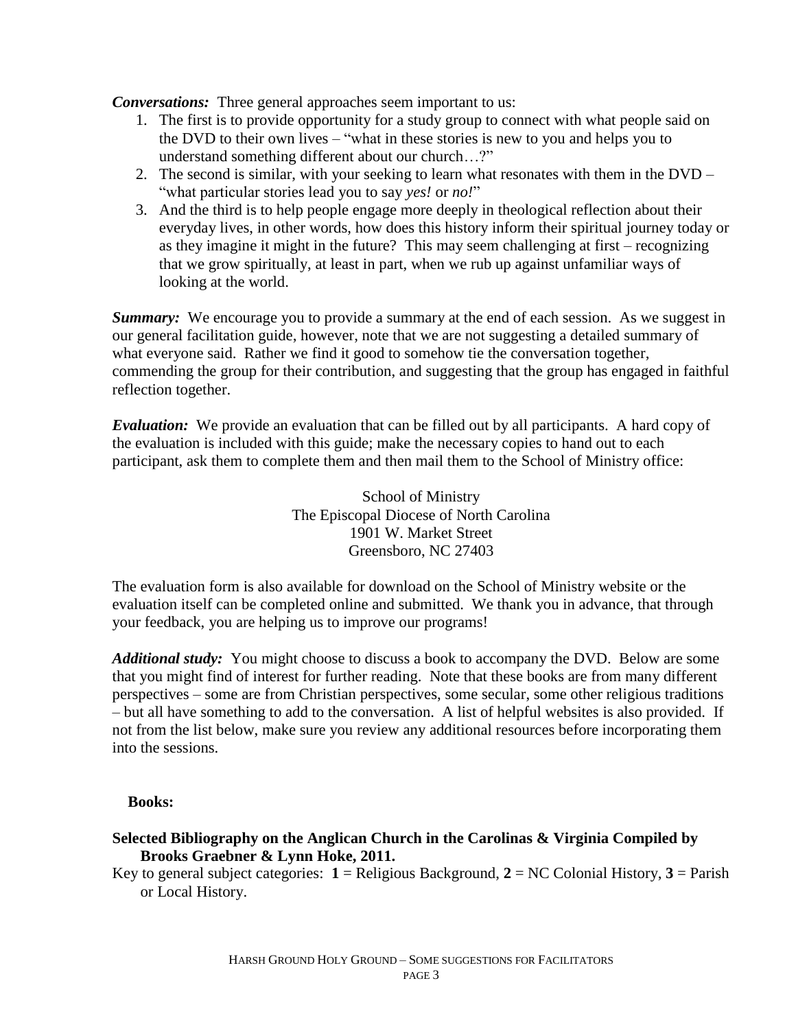***Conversations:*** Three general approaches seem important to us:

1. The first is to provide opportunity for a study group to connect with what people said on the DVD to their own lives – "what in these stories is new to you and helps you to understand something different about our church…?"
2. The second is similar, with your seeking to learn what resonates with them in the DVD – "what particular stories lead you to say *yes!* or *no!*"
3. And the third is to help people engage more deeply in theological reflection about their everyday lives, in other words, how does this history inform their spiritual journey today or as they imagine it might in the future? This may seem challenging at first – recognizing that we grow spiritually, at least in part, when we rub up against unfamiliar ways of looking at the world.

***Summary:*** We encourage you to provide a summary at the end of each session. As we suggest in our general facilitation guide, however, note that we are not suggesting a detailed summary of what everyone said. Rather we find it good to somehow tie the conversation together, commending the group for their contribution, and suggesting that the group has engaged in faithful reflection together.

***Evaluation:*** We provide an evaluation that can be filled out by all participants. A hard copy of the evaluation is included with this guide; make the necessary copies to hand out to each participant, ask them to complete them and then mail them to the School of Ministry office:

School of Ministry
The Episcopal Diocese of North Carolina
1901 W. Market Street
Greensboro, NC 27403

The evaluation form is also available for download on the School of Ministry website or the evaluation itself can be completed online and submitted. We thank you in advance, that through your feedback, you are helping us to improve our programs!

***Additional study:*** You might choose to discuss a book to accompany the DVD. Below are some that you might find of interest for further reading. Note that these books are from many different perspectives – some are from Christian perspectives, some secular, some other religious traditions – but all have something to add to the conversation. A list of helpful websites is also provided. If not from the list below, make sure you review any additional resources before incorporating them into the sessions.

**Books:**

**Selected Bibliography on the Anglican Church in the Carolinas & Virginia Compiled by Brooks Graebner & Lynn Hoke, 2011.**

Key to general subject categories: **1** = Religious Background, **2** = NC Colonial History, **3** = Parish or Local History.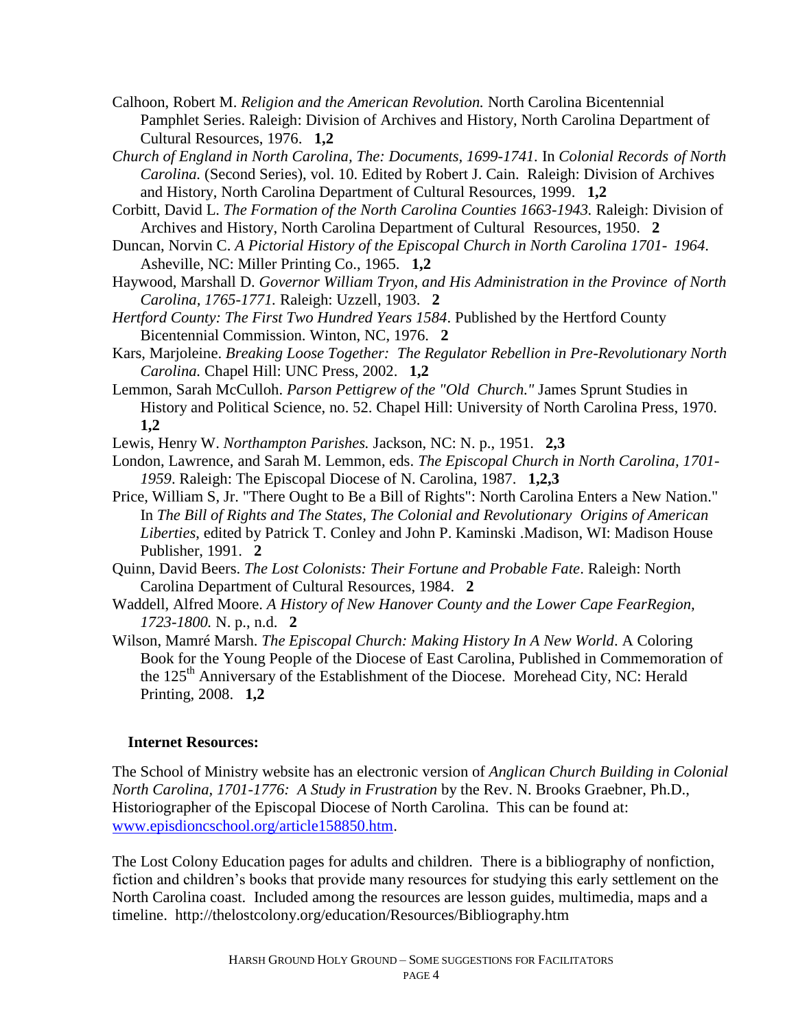Calhoon, Robert M. *Religion and the American Revolution.* North Carolina Bicentennial Pamphlet Series. Raleigh: Division of Archives and History, North Carolina Department of Cultural Resources, 1976. **1,2**

*Church of England in North Carolina, The: Documents, 1699-1741.* In *Colonial Records of North Carolina.* (Second Series), vol. 10. Edited by Robert J. Cain. Raleigh: Division of Archives and History, North Carolina Department of Cultural Resources, 1999. **1,2**

Corbitt, David L. *The Formation of the North Carolina Counties 1663-1943.* Raleigh: Division of Archives and History, North Carolina Department of Cultural Resources, 1950. **2**

Duncan, Norvin C. *A Pictorial History of the Episcopal Church in North Carolina 1701- 1964.* Asheville, NC: Miller Printing Co., 1965. **1,2**

Haywood, Marshall D. *Governor William Tryon, and His Administration in the Province of North Carolina, 1765-1771.* Raleigh: Uzzell, 1903. **2**

*Hertford County: The First Two Hundred Years 1584*. Published by the Hertford County Bicentennial Commission. Winton, NC, 1976. **2**

Kars, Marjoleine. *Breaking Loose Together: The Regulator Rebellion in Pre-Revolutionary North Carolina.* Chapel Hill: UNC Press, 2002. **1,2**

Lemmon, Sarah McCulloh. *Parson Pettigrew of the "Old Church."* James Sprunt Studies in History and Political Science, no. 52. Chapel Hill: University of North Carolina Press, 1970. **1,2**

Lewis, Henry W. *Northampton Parishes.* Jackson, NC: N. p., 1951. **2,3**

London, Lawrence, and Sarah M. Lemmon, eds. *The Episcopal Church in North Carolina, 1701-1959*. Raleigh: The Episcopal Diocese of N. Carolina, 1987. **1,2,3**

Price, William S, Jr. "There Ought to Be a Bill of Rights": North Carolina Enters a New Nation." In *The Bill of Rights and The States, The Colonial and Revolutionary Origins of American Liberties,* edited by Patrick T. Conley and John P. Kaminski .Madison, WI: Madison House Publisher, 1991. **2**

Quinn, David Beers. *The Lost Colonists: Their Fortune and Probable Fate*. Raleigh: North Carolina Department of Cultural Resources, 1984. **2**

Waddell, Alfred Moore. *A History of New Hanover County and the Lower Cape FearRegion, 1723-1800.* N. p., n.d. **2**

Wilson, Mamré Marsh. *The Episcopal Church: Making History In A New World*. A Coloring Book for the Young People of the Diocese of East Carolina, Published in Commemoration of the 125th Anniversary of the Establishment of the Diocese. Morehead City, NC: Herald Printing, 2008. **1,2**

**Internet Resources:**

The School of Ministry website has an electronic version of *Anglican Church Building in Colonial North Carolina, 1701-1776: A Study in Frustration* by the Rev. N. Brooks Graebner, Ph.D., Historiographer of the Episcopal Diocese of North Carolina. This can be found at: [www.episdioncschool.org/article158850.htm](www.episdioncschool.org/article158850.htm).

The Lost Colony Education pages for adults and children. There is a bibliography of nonfiction, fiction and children's books that provide many resources for studying this early settlement on the North Carolina coast. Included among the resources are lesson guides, multimedia, maps and a timeline. http://thelostcolony.org/education/Resources/Bibliography.htm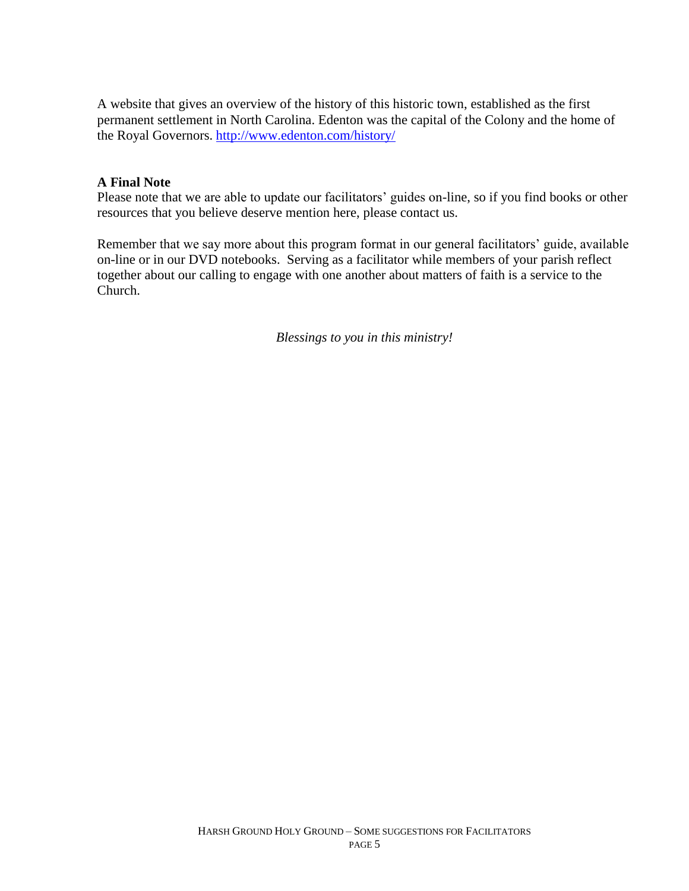A website that gives an overview of the history of this historic town, established as the first permanent settlement in North Carolina. Edenton was the capital of the Colony and the home of the Royal Governors. http://www.edenton.com/history/

**A Final Note**

Please note that we are able to update our facilitators' guides on-line, so if you find books or other resources that you believe deserve mention here, please contact us.

Remember that we say more about this program format in our general facilitators' guide, available on-line or in our DVD notebooks. Serving as a facilitator while members of your parish reflect together about our calling to engage with one another about matters of faith is a service to the Church.

*Blessings to you in this ministry!*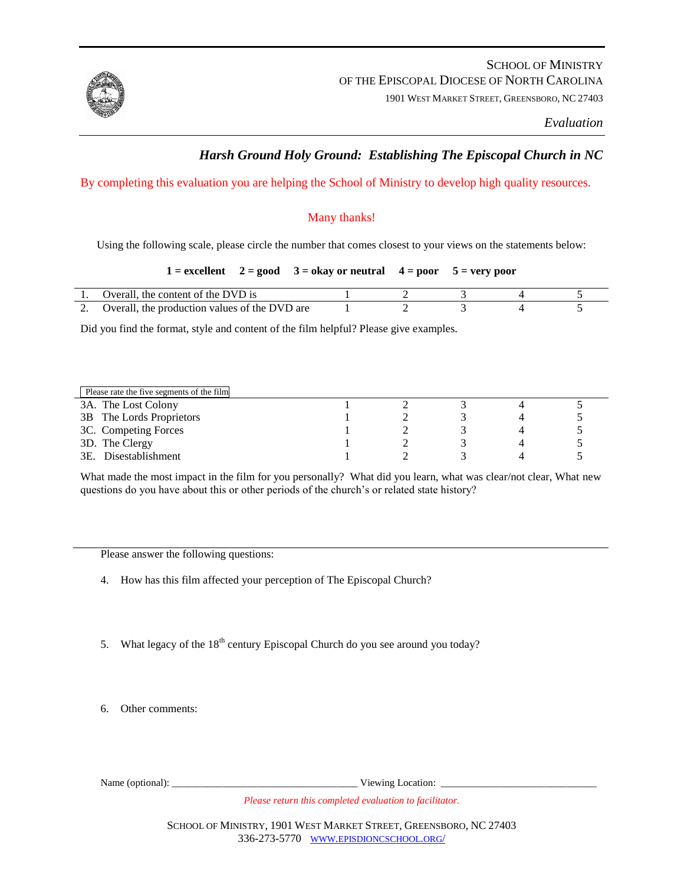SCHOOL OF MINISTRY
OF THE EPISCOPAL DIOCESE OF NORTH CAROLINA
1901 WEST MARKET STREET, GREENSBORO, NC 27403

*Evaluation*

## *Harsh Ground Holy Ground: Establishing The Episcopal Church in NC*

By completing this evaluation you are helping the School of Ministry to develop high quality resources.

Many thanks!

Using the following scale, please circle the number that comes closest to your views on the statements below:

**1 = excellent  2 = good  3 = okay or neutral  4 = poor  5 = very poor**

| | | | | | | |
|---|---|---|---|---|---|---|
| 1. | Overall, the content of the DVD is | 1 | 2 | 3 | 4 | 5 |
| 2. | Overall, the production values of the DVD are | 1 | 2 | 3 | 4 | 5 |

Did you find the format, style and content of the film helpful? Please give examples.

| Please rate the five segments of the film | | | | | |
|---|---|---|---|---|---|
| 3A. The Lost Colony | 1 | 2 | 3 | 4 | 5 |
| 3B The Lords Proprietors | 1 | 2 | 3 | 4 | 5 |
| 3C. Competing Forces | 1 | 2 | 3 | 4 | 5 |
| 3D. The Clergy | 1 | 2 | 3 | 4 | 5 |
| 3E. Disestablishment | 1 | 2 | 3 | 4 | 5 |

What made the most impact in the film for you personally? What did you learn, what was clear/not clear, What new questions do you have about this or other periods of the church's or related state history?

Please answer the following questions:

4. How has this film affected your perception of The Episcopal Church?

5. What legacy of the 18th century Episcopal Church do you see around you today?

6. Other comments:

Name (optional): ___________________________________ Viewing Location: ______________________________

*Please return this completed evaluation to facilitator.*

SCHOOL OF MINISTRY, 1901 WEST MARKET STREET, GREENSBORO, NC 27403
336-273-5770 WWW.EPISDIONCSCHOOL.ORG/